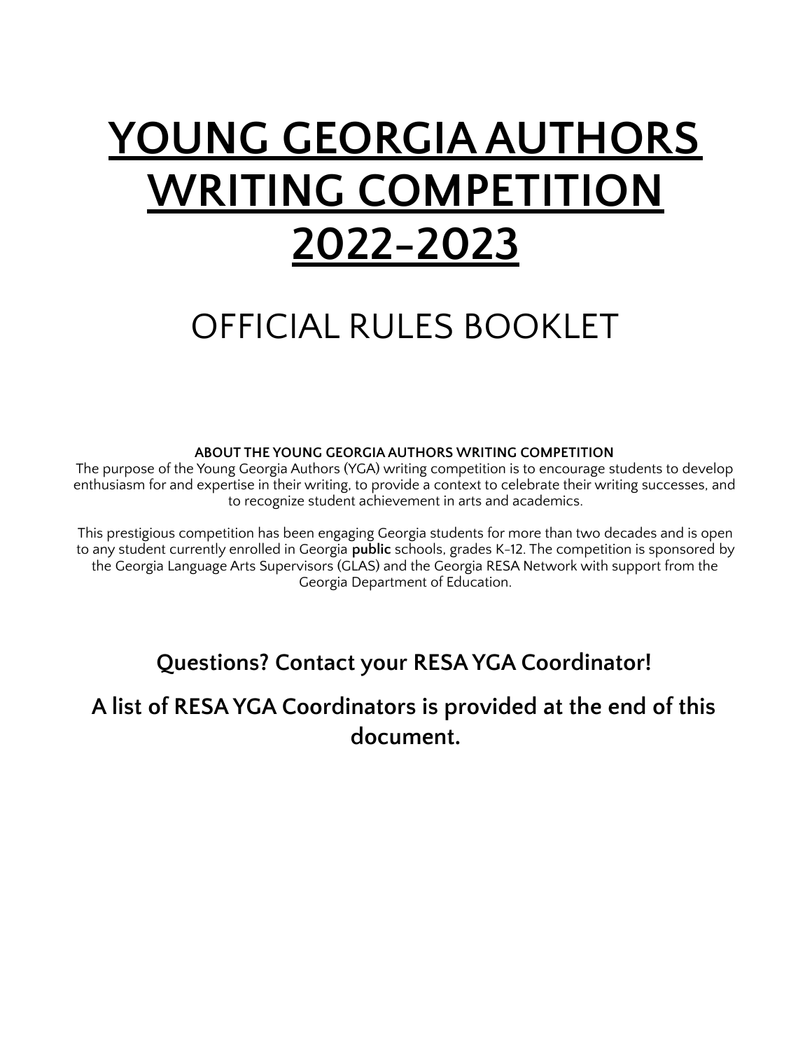# YOUNG GEORGIA AUTHORS WRITING COMPETITION 2022-2023

## OFFICIAL RULES BOOKLET

**ABOUT THE YOUNG GEORGIA AUTHORS WRITING COMPETITION**

The purpose of the Young Georgia Authors (YGA) writing competition is to encourage students to develop enthusiasm for and expertise in their writing, to provide a context to celebrate their writing successes, and to recognize student achievement in arts and academics.

This prestigious competition has been engaging Georgia students for more than two decades and is open to any student currently enrolled in Georgia **public** schools, grades K-12. The competition is sponsored by the Georgia Language Arts Supervisors (GLAS) and the Georgia RESA Network with support from the Georgia Department of Education.

**Questions? Contact your RESA YGA Coordinator!**

**A list of RESA YGA Coordinators is provided at the end of this document.**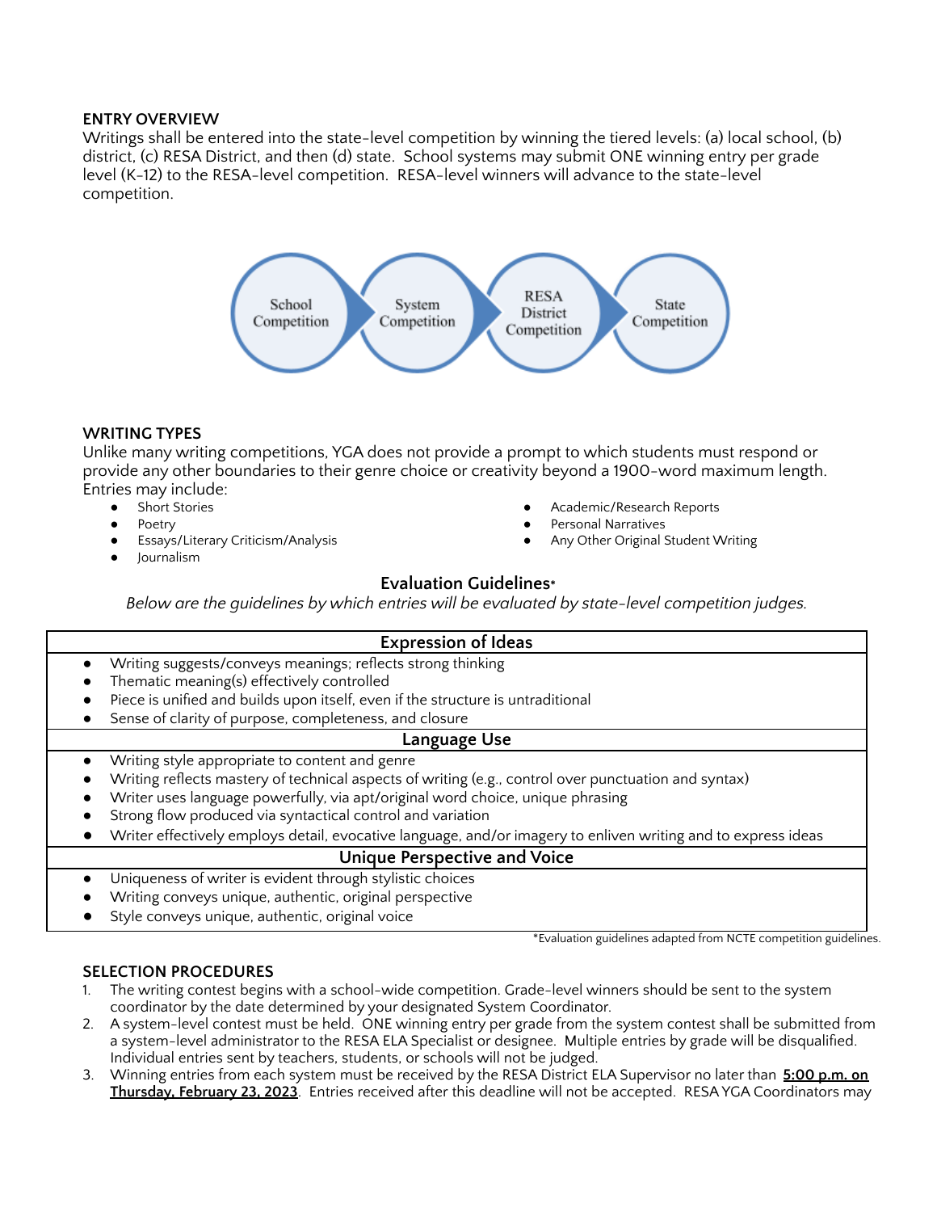**ENTRY OVERVIEW**

Writings shall be entered into the state-level competition by winning the tiered levels: (a) local school, (b) district, (c) RESA District, and then (d) state. School systems may submit ONE winning entry per grade level (K-12) to the RESA-level competition. RESA-level winners will advance to the state-level competition.

School Competition → System Competition → RESA District Competition → State Competition

**WRITING TYPES**

Unlike many writing competitions, YGA does not provide a prompt to which students must respond or provide any other boundaries to their genre choice or creativity beyond a 1900-word maximum length. Entries may include:

- Short Stories
- Poetry
- Essays/Literary Criticism/Analysis
- Journalism
- Academic/Research Reports
- Personal Narratives
- Any Other Original Student Writing

## Evaluation Guidelines*

*Below are the guidelines by which entries will be evaluated by state-level competition judges.*

| Expression of Ideas |
|---|
| • Writing suggests/conveys meanings; reflects strong thinking<br>• Thematic meaning(s) effectively controlled<br>• Piece is unified and builds upon itself, even if the structure is untraditional<br>• Sense of clarity of purpose, completeness, and closure |
| **Language Use** |
| • Writing style appropriate to content and genre<br>• Writing reflects mastery of technical aspects of writing (e.g., control over punctuation and syntax)<br>• Writer uses language powerfully, via apt/original word choice, unique phrasing<br>• Strong flow produced via syntactical control and variation<br>• Writer effectively employs detail, evocative language, and/or imagery to enliven writing and to express ideas |
| **Unique Perspective and Voice** |
| • Uniqueness of writer is evident through stylistic choices<br>• Writing conveys unique, authentic, original perspective<br>• Style conveys unique, authentic, original voice |

*Evaluation guidelines adapted from NCTE competition guidelines.

**SELECTION PROCEDURES**

1. The writing contest begins with a school-wide competition. Grade-level winners should be sent to the system coordinator by the date determined by your designated System Coordinator.
2. A system-level contest must be held. ONE winning entry per grade from the system contest shall be submitted from a system-level administrator to the RESA ELA Specialist or designee. Multiple entries by grade will be disqualified. Individual entries sent by teachers, students, or schools will not be judged.
3. Winning entries from each system must be received by the RESA District ELA Supervisor no later than **5:00 p.m. on Thursday, February 23, 2023**. Entries received after this deadline will not be accepted. RESA YGA Coordinators may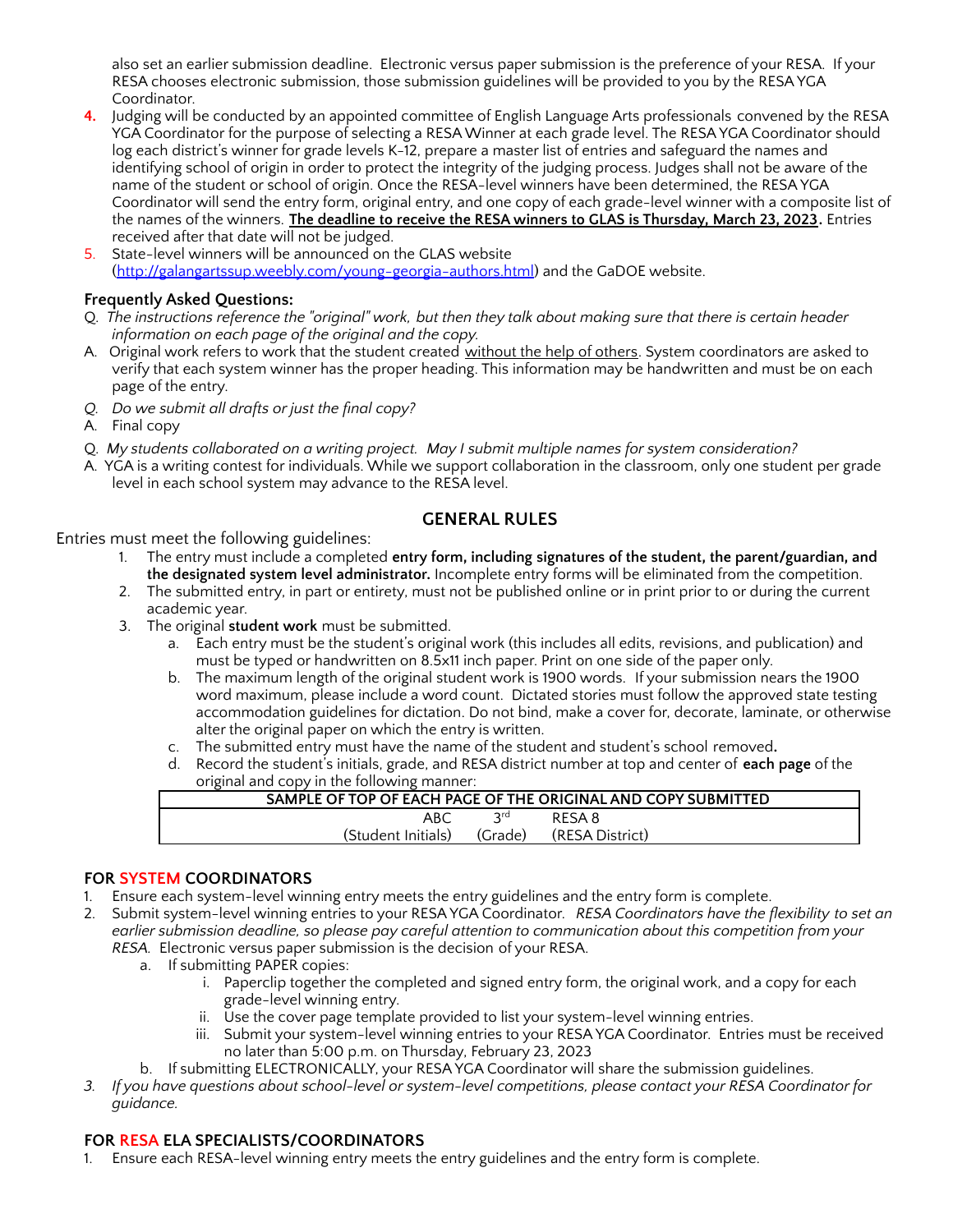also set an earlier submission deadline. Electronic versus paper submission is the preference of your RESA. If your RESA chooses electronic submission, those submission guidelines will be provided to you by the RESA YGA Coordinator.

4. Judging will be conducted by an appointed committee of English Language Arts professionals convened by the RESA YGA Coordinator for the purpose of selecting a RESA Winner at each grade level. The RESA YGA Coordinator should log each district's winner for grade levels K-12, prepare a master list of entries and safeguard the names and identifying school of origin in order to protect the integrity of the judging process. Judges shall not be aware of the name of the student or school of origin. Once the RESA-level winners have been determined, the RESA YGA Coordinator will send the entry form, original entry, and one copy of each grade-level winner with a composite list of the names of the winners. **The deadline to receive the RESA winners to GLAS is Thursday, March 23, 2023.** Entries received after that date will not be judged.
5. State-level winners will be announced on the GLAS website (http://galangartssup.weebly.com/young-georgia-authors.html) and the GaDOE website.

**Frequently Asked Questions:**

Q. *The instructions reference the "original" work, but then they talk about making sure that there is certain header information on each page of the original and the copy.*

A. Original work refers to work that the student created without the help of others. System coordinators are asked to verify that each system winner has the proper heading. This information may be handwritten and must be on each page of the entry.

Q. *Do we submit all drafts or just the final copy?*

A. Final copy

Q. *My students collaborated on a writing project. May I submit multiple names for system consideration?*

A. YGA is a writing contest for individuals. While we support collaboration in the classroom, only one student per grade level in each school system may advance to the RESA level.

## GENERAL RULES

Entries must meet the following guidelines:

1. The entry must include a completed **entry form, including signatures of the student, the parent/guardian, and the designated system level administrator.** Incomplete entry forms will be eliminated from the competition.
2. The submitted entry, in part or entirety, must not be published online or in print prior to or during the current academic year.
3. The original **student work** must be submitted.
   a. Each entry must be the student's original work (this includes all edits, revisions, and publication) and must be typed or handwritten on 8.5x11 inch paper. Print on one side of the paper only.
   b. The maximum length of the original student work is 1900 words. If your submission nears the 1900 word maximum, please include a word count. Dictated stories must follow the approved state testing accommodation guidelines for dictation. Do not bind, make a cover for, decorate, laminate, or otherwise alter the original paper on which the entry is written.
   c. The submitted entry must have the name of the student and student's school removed**.**
   d. Record the student's initials, grade, and RESA district number at top and center of **each page** of the original and copy in the following manner:

| SAMPLE OF TOP OF EACH PAGE OF THE ORIGINAL AND COPY SUBMITTED | | |
|---|---|---|
| ABC | 3rd | RESA 8 |
| (Student Initials) | (Grade) | (RESA District) |

**FOR SYSTEM COORDINATORS**

1. Ensure each system-level winning entry meets the entry guidelines and the entry form is complete.
2. Submit system-level winning entries to your RESA YGA Coordinator. *RESA Coordinators have the flexibility to set an earlier submission deadline, so please pay careful attention to communication about this competition from your RESA.* Electronic versus paper submission is the decision of your RESA.
   a. If submitting PAPER copies:
      i. Paperclip together the completed and signed entry form, the original work, and a copy for each grade-level winning entry.
      ii. Use the cover page template provided to list your system-level winning entries.
      iii. Submit your system-level winning entries to your RESA YGA Coordinator. Entries must be received no later than 5:00 p.m. on Thursday, February 23, 2023
   b. If submitting ELECTRONICALLY, your RESA YGA Coordinator will share the submission guidelines.
3. *If you have questions about school-level or system-level competitions, please contact your RESA Coordinator for guidance.*

**FOR RESA ELA SPECIALISTS/COORDINATORS**

1. Ensure each RESA-level winning entry meets the entry guidelines and the entry form is complete.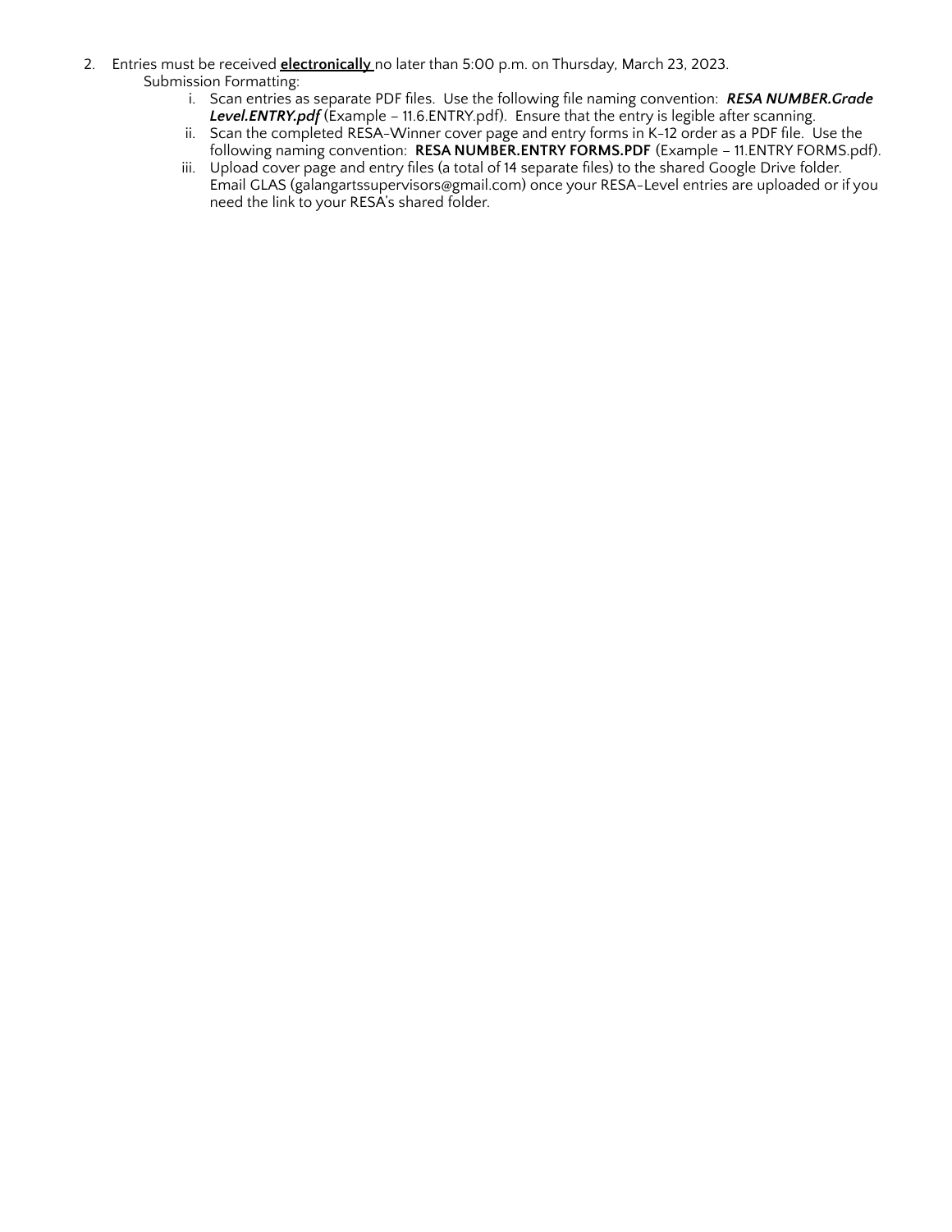2. Entries must be received **electronically** no later than 5:00 p.m. on Thursday, March 23, 2023.

   Submission Formatting:

   i. Scan entries as separate PDF files. Use the following file naming convention: ***RESA NUMBER.Grade Level.ENTRY.pdf*** (Example – 11.6.ENTRY.pdf). Ensure that the entry is legible after scanning.

   ii. Scan the completed RESA-Winner cover page and entry forms in K-12 order as a PDF file. Use the following naming convention: **RESA NUMBER.ENTRY FORMS.PDF** (Example – 11.ENTRY FORMS.pdf).

   iii. Upload cover page and entry files (a total of 14 separate files) to the shared Google Drive folder. Email GLAS (galangartssupervisors@gmail.com) once your RESA-Level entries are uploaded or if you need the link to your RESA's shared folder.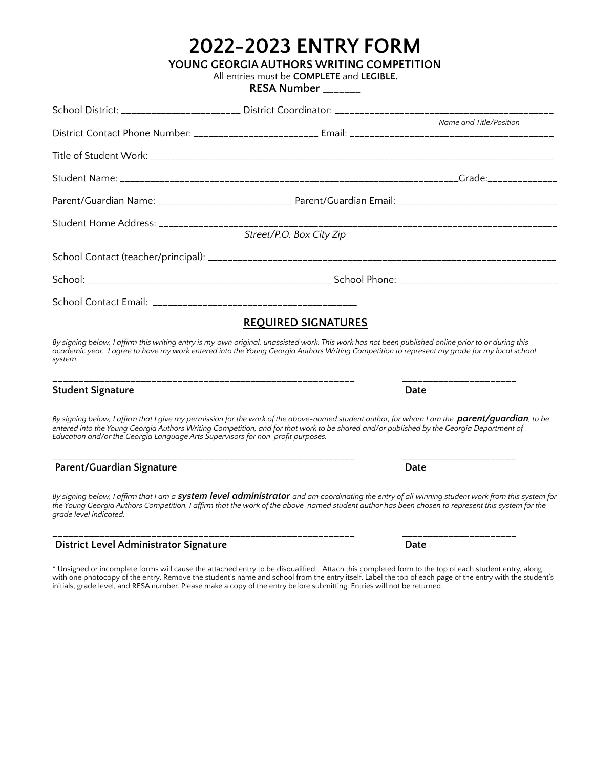# 2022-2023 ENTRY FORM

**YOUNG GEORGIA AUTHORS WRITING COMPETITION**

All entries must be **COMPLETE** and **LEGIBLE.**

**RESA Number _______**

School District: ________________________ District Coordinator: ____________________________________________
*Name and Title/Position*

District Contact Phone Number: ________________________ Email: ________________________________________

Title of Student Work: _______________________________________________________________________________

Student Name: ____________________________________________________________________Grade:_____________

Parent/Guardian Name: ___________________________ Parent/Guardian Email: _______________________________

Student Home Address: ______________________________________________________________________________
*Street/P.O. Box City Zip*

School Contact (teacher/principal): ________________________________________________________________________

School: _________________________________________________ School Phone: _______________________________

School Contact Email: _________________________________________

## REQUIRED SIGNATURES

*By signing below, I affirm this writing entry is my own original, unassisted work. This work has not been published online prior to or during this academic year. I agree to have my work entered into the Young Georgia Authors Writing Competition to represent my grade for my local school system.*

____________________________________________________________ ______________________

**Student Signature** **Date**

*By signing below, I affirm that I give my permission for the work of the above-named student author, for whom I am the **parent/guardian**, to be entered into the Young Georgia Authors Writing Competition, and for that work to be shared and/or published by the Georgia Department of Education and/or the Georgia Language Arts Supervisors for non-profit purposes.*

____________________________________________________________ ______________________

**Parent/Guardian Signature** **Date**

*By signing below, I affirm that I am a **system level administrator** and am coordinating the entry of all winning student work from this system for the Young Georgia Authors Competition. I affirm that the work of the above-named student author has been chosen to represent this system for the grade level indicated.*

____________________________________________________________ ______________________

**District Level Administrator Signature** **Date**

* Unsigned or incomplete forms will cause the attached entry to be disqualified. Attach this completed form to the top of each student entry, along with one photocopy of the entry. Remove the student's name and school from the entry itself. Label the top of each page of the entry with the student's initials, grade level, and RESA number. Please make a copy of the entry before submitting. Entries will not be returned.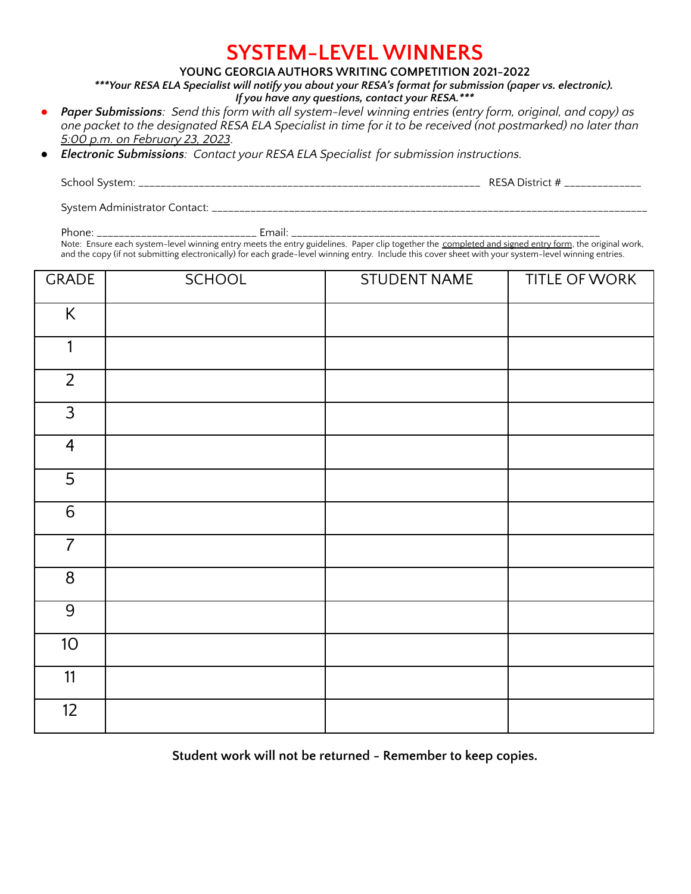# SYSTEM-LEVEL WINNERS

**YOUNG GEORGIA AUTHORS WRITING COMPETITION 2021-2022**

***\*\*\*Your RESA ELA Specialist will notify you about your RESA's format for submission (paper vs. electronic). If you have any questions, contact your RESA.\*\*\****

- ***Paper Submissions**: Send this form with all system-level winning entries (entry form, original, and copy) as one packet to the designated RESA ELA Specialist in time for it to be received (not postmarked) no later than 5:00 p.m. on February 23, 2023.*
- ***Electronic Submissions**: Contact your RESA ELA Specialist for submission instructions.*

School System: ____________________________________________________________ RESA District # _____________

System Administrator Contact: ______________________________________________________________________________

Phone: ___________________________ Email: _____________________________________________________

Note: Ensure each system-level winning entry meets the entry guidelines. Paper clip together the completed and signed entry form, the original work, and the copy (if not submitting electronically) for each grade-level winning entry. Include this cover sheet with your system-level winning entries.

| GRADE | SCHOOL | STUDENT NAME | TITLE OF WORK |
|---|---|---|---|
| K | | | |
| 1 | | | |
| 2 | | | |
| 3 | | | |
| 4 | | | |
| 5 | | | |
| 6 | | | |
| 7 | | | |
| 8 | | | |
| 9 | | | |
| 10 | | | |
| 11 | | | |
| 12 | | | |

**Student work will not be returned - Remember to keep copies.**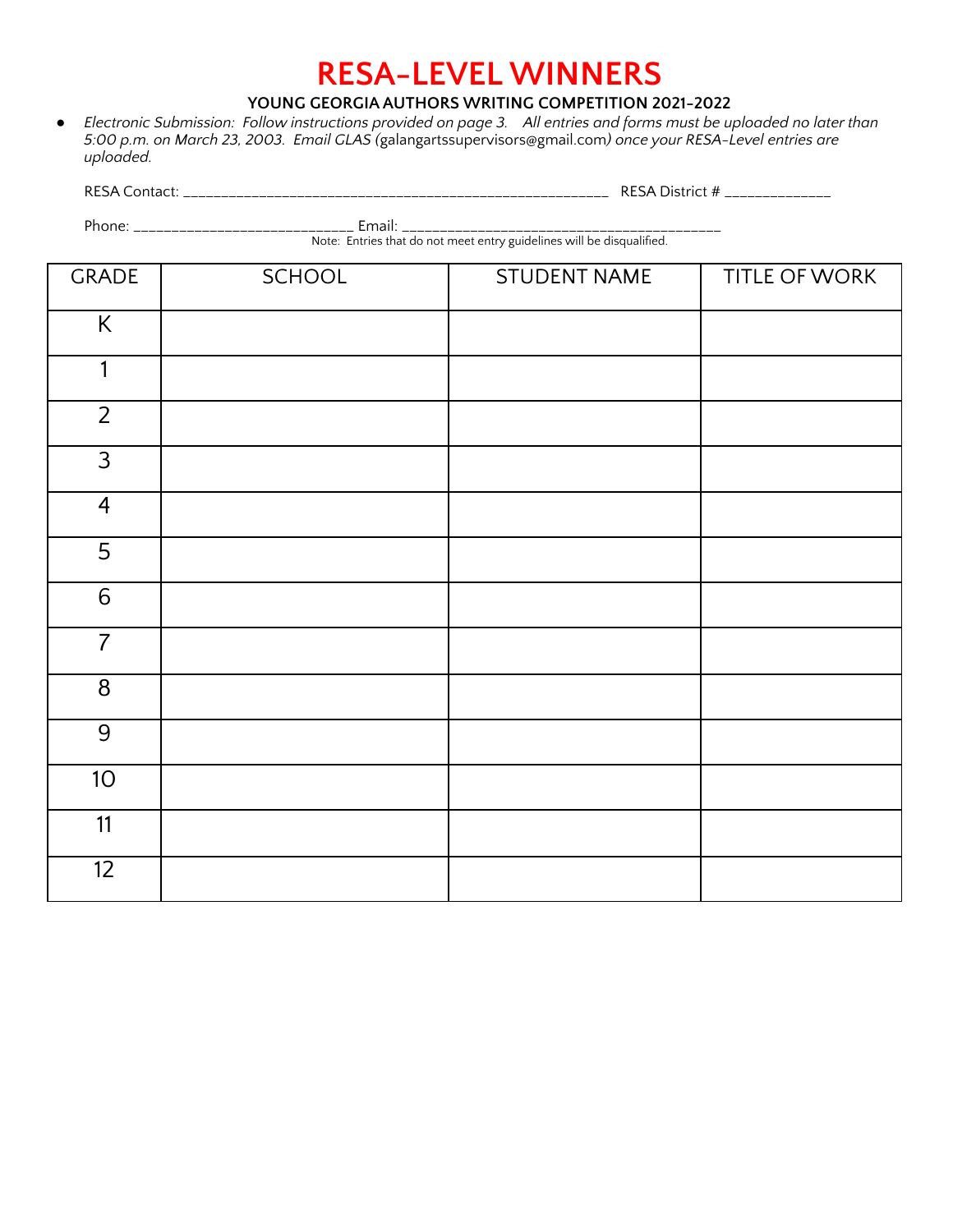# RESA-LEVEL WINNERS

**YOUNG GEORGIA AUTHORS WRITING COMPETITION 2021-2022**

- *Electronic Submission: Follow instructions provided on page 3. All entries and forms must be uploaded no later than 5:00 p.m. on March 23, 2003. Email GLAS (*galangartssupervisors@gmail.com*) once your RESA-Level entries are uploaded.*

RESA Contact: ______________________________________________________ RESA District # _____________

Phone: ___________________________ Email: _______________________________________

Note: Entries that do not meet entry guidelines will be disqualified.

| GRADE | SCHOOL | STUDENT NAME | TITLE OF WORK |
|---|---|---|---|
| K | | | |
| 1 | | | |
| 2 | | | |
| 3 | | | |
| 4 | | | |
| 5 | | | |
| 6 | | | |
| 7 | | | |
| 8 | | | |
| 9 | | | |
| 10 | | | |
| 11 | | | |
| 12 | | | |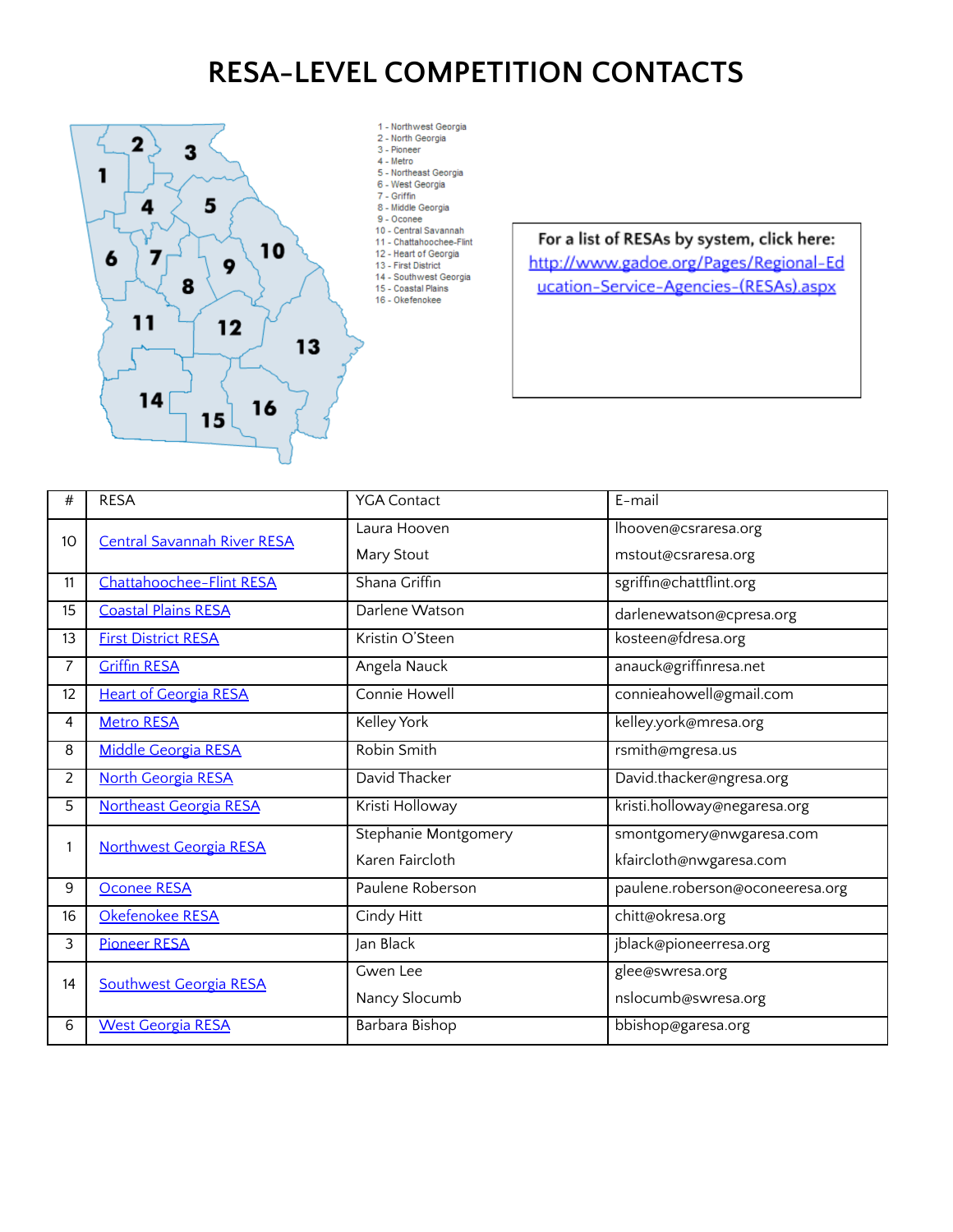# RESA-LEVEL COMPETITION CONTACTS

1 - Northwest Georgia
2 - North Georgia
3 - Pioneer
4 - Metro
5 - Northeast Georgia
6 - West Georgia
7 - Griffin
8 - Middle Georgia
9 - Oconee
10 - Central Savannah
11 - Chattahoochee-Flint
12 - Heart of Georgia
13 - First District
14 - Southwest Georgia
15 - Coastal Plains
16 - Okefenokee

For a list of RESAs by system, click here: http://www.gadoe.org/Pages/Regional-Education-Service-Agencies-(RESAs).aspx

| # | RESA | YGA Contact | E-mail |
|---|---|---|---|
| 10 | Central Savannah River RESA | Laura Hooven<br>Mary Stout | lhooven@csraresa.org<br>mstout@csraresa.org |
| 11 | Chattahoochee-Flint RESA | Shana Griffin | sgriffin@chattflint.org |
| 15 | Coastal Plains RESA | Darlene Watson | darlenewatson@cpresa.org |
| 13 | First District RESA | Kristin O'Steen | kosteen@fdresa.org |
| 7 | Griffin RESA | Angela Nauck | anauck@griffinresa.net |
| 12 | Heart of Georgia RESA | Connie Howell | connieahowell@gmail.com |
| 4 | Metro RESA | Kelley York | kelley.york@mresa.org |
| 8 | Middle Georgia RESA | Robin Smith | rsmith@mgresa.us |
| 2 | North Georgia RESA | David Thacker | David.thacker@ngresa.org |
| 5 | Northeast Georgia RESA | Kristi Holloway | kristi.holloway@negaresa.org |
| 1 | Northwest Georgia RESA | Stephanie Montgomery<br>Karen Faircloth | smontgomery@nwgaresa.com<br>kfaircloth@nwgaresa.com |
| 9 | Oconee RESA | Paulene Roberson | paulene.roberson@oconeeresa.org |
| 16 | Okefenokee RESA | Cindy Hitt | chitt@okresa.org |
| 3 | Pioneer RESA | Jan Black | jblack@pioneerresa.org |
| 14 | Southwest Georgia RESA | Gwen Lee<br>Nancy Slocumb | glee@swresa.org<br>nslocumb@swresa.org |
| 6 | West Georgia RESA | Barbara Bishop | bbishop@garesa.org |